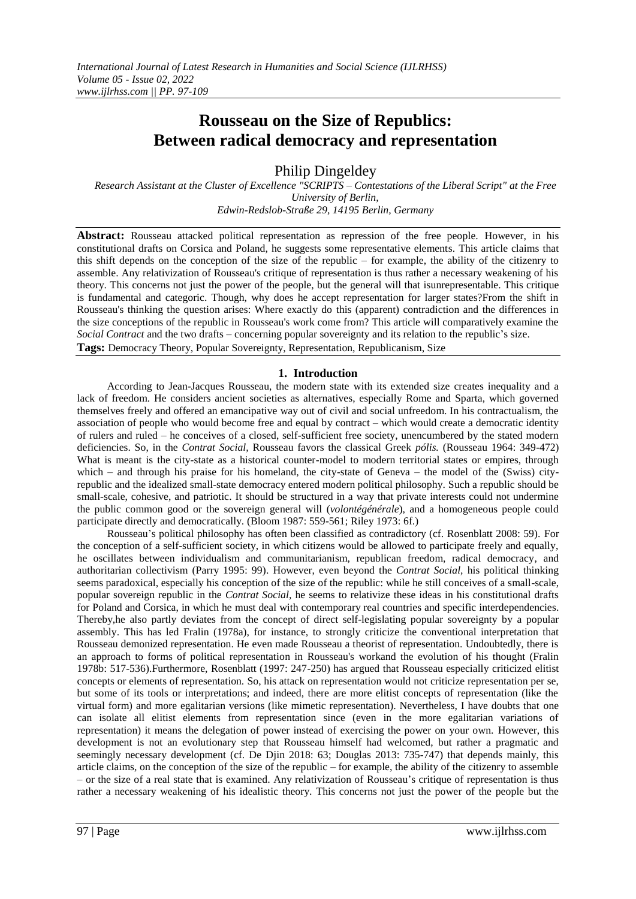# Rousseau on the Size of Republics: Between radical democracy and representation

Philip Dingeldey

*Research Assistant at the Cluster of Excellence "SCRIPTS – Contestations of the Liberal Script" at the Free University of Berlin, Edwin-Redslob-Straße 29, 14195 Berlin, Germany*

**Abstract:** Rousseau attacked political representation as repression of the free people. However, in his constitutional drafts on Corsica and Poland, he suggests some representative elements. This article claims that this shift depends on the conception of the size of the republic – for example, the ability of the citizenry to assemble. Any relativization of Rousseau's critique of representation is thus rather a necessary weakening of his theory. This concerns not just the power of the people, but the general will that isunrepresentable. This critique is fundamental and categoric. Though, why does he accept representation for larger states?From the shift in Rousseau's thinking the question arises: Where exactly do this (apparent) contradiction and the differences in the size conceptions of the republic in Rousseau's work come from? This article will comparatively examine the *Social Contract* and the two drafts – concerning popular sovereignty and its relation to the republic's size.

**Tags:** Democracy Theory, Popular Sovereignty, Representation, Republicanism, Size

## 1. Introduction

According to Jean-Jacques Rousseau, the modern state with its extended size creates inequality and a lack of freedom. He considers ancient societies as alternatives, especially Rome and Sparta, which governed themselves freely and offered an emancipative way out of civil and social unfreedom. In his contractualism, the association of people who would become free and equal by contract – which would create a democratic identity of rulers and ruled – he conceives of a closed, self-sufficient free society, unencumbered by the stated modern deficiencies. So, in the *Contrat Social,* Rousseau favors the classical Greek *pólis.* (Rousseau 1964: 349-472) What is meant is the city-state as a historical counter-model to modern territorial states or empires, through which – and through his praise for his homeland, the city-state of Geneva – the model of the (Swiss) city-republic and the idealized small-state democracy entered modern political philosophy. Such a republic should be small-scale, cohesive, and patriotic. It should be structured in a way that private interests could not undermine the public common good or the sovereign general will (*volontégénérale*), and a homogeneous people could participate directly and democratically. (Bloom 1987: 559-561; Riley 1973: 6f.)

Rousseau's political philosophy has often been classified as contradictory (cf. Rosenblatt 2008: 59). For the conception of a self-sufficient society, in which citizens would be allowed to participate freely and equally, he oscillates between individualism and communitarianism, republican freedom, radical democracy, and authoritarian collectivism (Parry 1995: 99). However, even beyond the *Contrat Social,* his political thinking seems paradoxical, especially his conception of the size of the republic: while he still conceives of a small-scale, popular sovereign republic in the *Contrat Social,* he seems to relativize these ideas in his constitutional drafts for Poland and Corsica, in which he must deal with contemporary real countries and specific interdependencies. Thereby,he also partly deviates from the concept of direct self-legislating popular sovereignty by a popular assembly. This has led Fralin (1978a), for instance, to strongly criticize the conventional interpretation that Rousseau demonized representation. He even made Rousseau a theorist of representation. Undoubtedly, there is an approach to forms of political representation in Rousseau's workand the evolution of his thought (Fralin 1978b: 517-536).Furthermore, Rosenblatt (1997: 247-250) has argued that Rousseau especially criticized elitist concepts or elements of representation. So, his attack on representation would not criticize representation per se, but some of its tools or interpretations; and indeed, there are more elitist concepts of representation (like the virtual form) and more egalitarian versions (like mimetic representation). Nevertheless, I have doubts that one can isolate all elitist elements from representation since (even in the more egalitarian variations of representation) it means the delegation of power instead of exercising the power on your own. However, this development is not an evolutionary step that Rousseau himself had welcomed, but rather a pragmatic and seemingly necessary development (cf. De Djin 2018: 63; Douglas 2013: 735-747) that depends mainly, this article claims, on the conception of the size of the republic – for example, the ability of the citizenry to assemble – or the size of a real state that is examined. Any relativization of Rousseau's critique of representation is thus rather a necessary weakening of his idealistic theory. This concerns not just the power of the people but the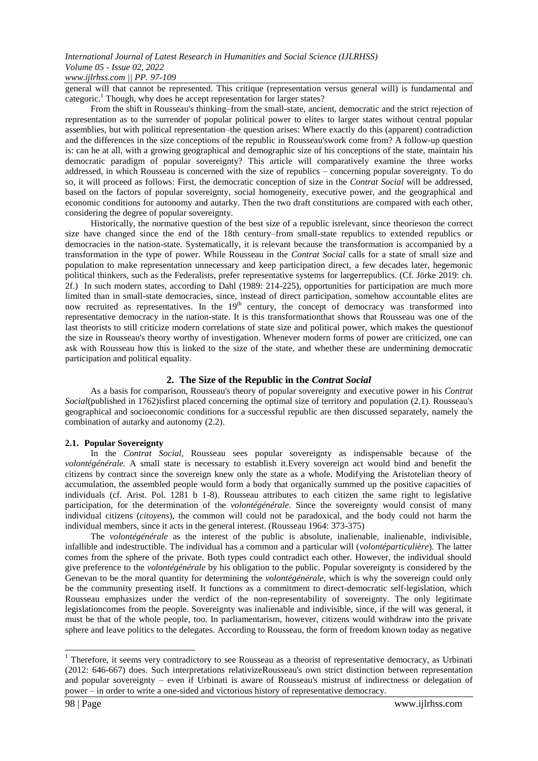general will that cannot be represented. This critique (representation versus general will) is fundamental and categoric.[1] Though, why does he accept representation for larger states?

From the shift in Rousseau's thinking–from the small-state, ancient, democratic and the strict rejection of representation as to the surrender of popular political power to elites to larger states without central popular assemblies, but with political representation–the question arises: Where exactly do this (apparent) contradiction and the differences in the size conceptions of the republic in Rousseau'swork come from? A follow-up question is: can he at all, with a growing geographical and demographic size of his conceptions of the state, maintain his democratic paradigm of popular sovereignty? This article will comparatively examine the three works addressed, in which Rousseau is concerned with the size of republics – concerning popular sovereignty. To do so, it will proceed as follows: First, the democratic conception of size in the *Contrat Social* will be addressed, based on the factors of popular sovereignty, social homogeneity, executive power, and the geographical and economic conditions for autonomy and autarky. Then the two draft constitutions are compared with each other, considering the degree of popular sovereignty.

Historically, the normative question of the best size of a republic isrelevant, since theorieson the correct size have changed since the end of the 18th century–from small-state republics to extended republics or democracies in the nation-state. Systematically, it is relevant because the transformation is accompanied by a transformation in the type of power. While Rousseau in the *Contrat Social* calls for a state of small size and population to make representation unnecessary and keep participation direct, a few decades later, hegemonic political thinkers, such as the Federalists, prefer representative systems for largerrepublics. (Cf. Jörke 2019: ch. 2f.) In such modern states, according to Dahl (1989: 214-225), opportunities for participation are much more limited than in small-state democracies, since, instead of direct participation, somehow accountable elites are now recruited as representatives. In the 19th century, the concept of democracy was transformed into representative democracy in the nation-state. It is this transformationthat shows that Rousseau was one of the last theorists to still criticize modern correlations of state size and political power, which makes the questionof the size in Rousseau's theory worthy of investigation. Whenever modern forms of power are criticized, one can ask with Rousseau how this is linked to the size of the state, and whether these are undermining democratic participation and political equality.

## 2. The Size of the Republic in the *Contrat Social*

As a basis for comparison, Rousseau's theory of popular sovereignty and executive power in his *Contrat Social*(published in 1762)isfirst placed concerning the optimal size of territory and population (2.1). Rousseau's geographical and socioeconomic conditions for a successful republic are then discussed separately, namely the combination of autarky and autonomy (2.2).

### 2.1. Popular Sovereignty

In the *Contrat Social,* Rousseau sees popular sovereignty as indispensable because of the *volontégénérale.* A small state is necessary to establish it.Every sovereign act would bind and benefit the citizens by contract since the sovereign knew only the state as a whole. Modifying the Aristotelian theory of accumulation, the assembled people would form a body that organically summed up the positive capacities of individuals (cf. Arist. Pol. 1281 b 1-8). Rousseau attributes to each citizen the same right to legislative participation, for the determination of the *volontégénérale*. Since the sovereignty would consist of many individual citizens (*citoyens*), the common will could not be paradoxical, and the body could not harm the individual members, since it acts in the general interest. (Rousseau 1964: 373-375)

The *volontégénérale* as the interest of the public is absolute, inalienable, inalienable, indivisible, infallible and indestructible. The individual has a common and a particular will (*volontéparticulière*). The latter comes from the sphere of the private. Both types could contradict each other. However, the individual should give preference to the *volontégénérale* by his obligation to the public. Popular sovereignty is considered by the Genevan to be the moral quantity for determining the *volontégénérale,* which is why the sovereign could only be the community presenting itself. It functions as a commitment to direct-democratic self-legislation, which Rousseau emphasizes under the verdict of the non-representability of sovereignty. The only legitimate legislationcomes from the people. Sovereignty was inalienable and indivisible, since, if the will was general, it must be that of the whole people, too. In parliamentarism, however, citizens would withdraw into the private sphere and leave politics to the delegates. According to Rousseau, the form of freedom known today as negative

---

[1] Therefore, it seems very contradictory to see Rousseau as a theorist of representative democracy, as Urbinati (2012: 646-667) does. Such interpretations relativizeRousseau's own strict distinction between representation and popular sovereignty – even if Urbinati is aware of Rousseau's mistrust of indirectness or delegation of power – in order to write a one-sided and victorious history of representative democracy.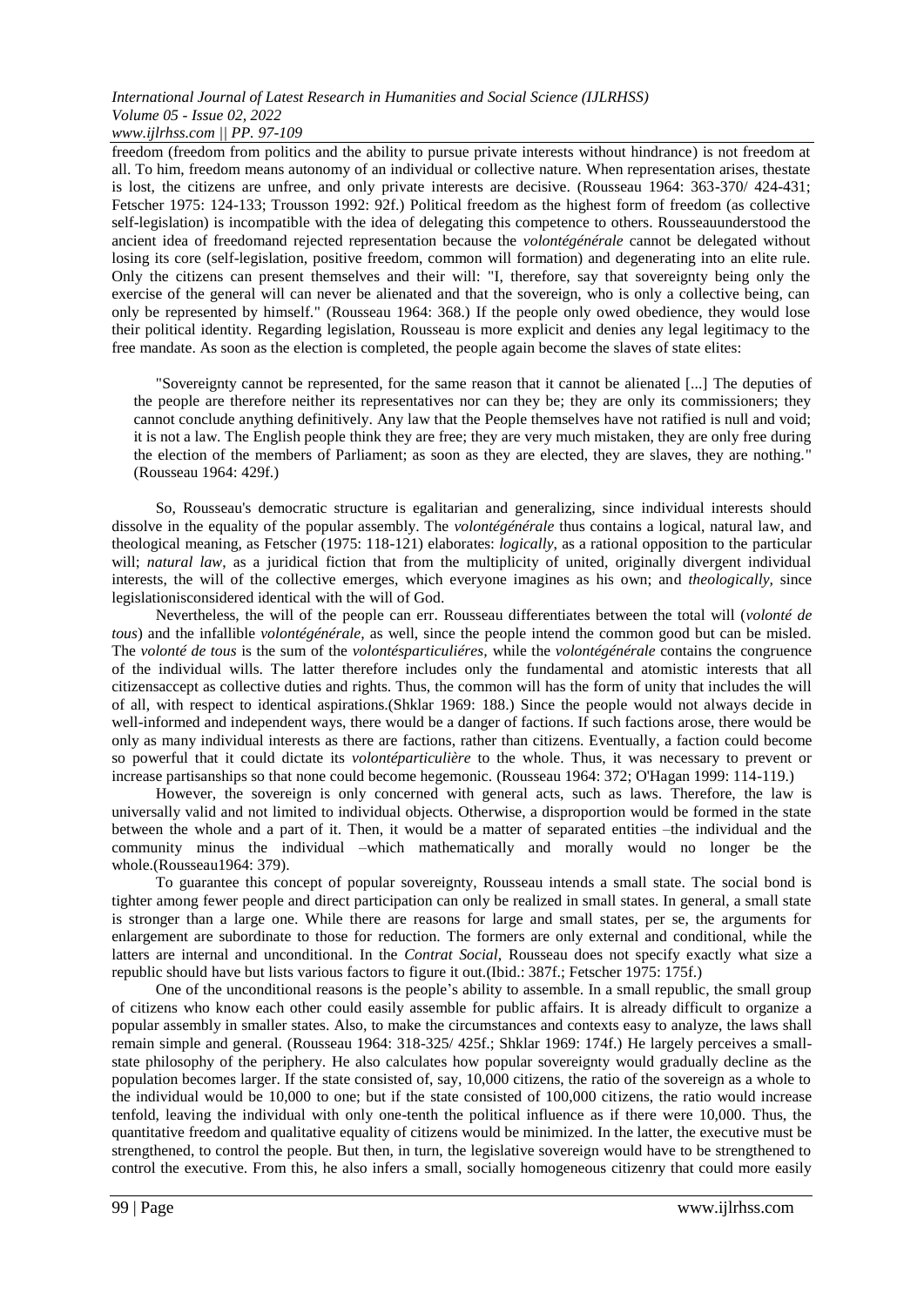freedom (freedom from politics and the ability to pursue private interests without hindrance) is not freedom at all. To him, freedom means autonomy of an individual or collective nature. When representation arises, thestate is lost, the citizens are unfree, and only private interests are decisive. (Rousseau 1964: 363-370/ 424-431; Fetscher 1975: 124-133; Trousson 1992: 92f.) Political freedom as the highest form of freedom (as collective self-legislation) is incompatible with the idea of delegating this competence to others. Rousseauunderstood the ancient idea of freedomand rejected representation because the *volontégénérale* cannot be delegated without losing its core (self-legislation, positive freedom, common will formation) and degenerating into an elite rule. Only the citizens can present themselves and their will: "I, therefore, say that sovereignty being only the exercise of the general will can never be alienated and that the sovereign, who is only a collective being, can only be represented by himself." (Rousseau 1964: 368.) If the people only owed obedience, they would lose their political identity. Regarding legislation, Rousseau is more explicit and denies any legal legitimacy to the free mandate. As soon as the election is completed, the people again become the slaves of state elites:

> "Sovereignty cannot be represented, for the same reason that it cannot be alienated [...] The deputies of the people are therefore neither its representatives nor can they be; they are only its commissioners; they cannot conclude anything definitively. Any law that the People themselves have not ratified is null and void; it is not a law. The English people think they are free; they are very much mistaken, they are only free during the election of the members of Parliament; as soon as they are elected, they are slaves, they are nothing." (Rousseau 1964: 429f.)

So, Rousseau's democratic structure is egalitarian and generalizing, since individual interests should dissolve in the equality of the popular assembly. The *volontégénérale* thus contains a logical, natural law, and theological meaning, as Fetscher (1975: 118-121) elaborates: *logically*, as a rational opposition to the particular will; *natural law*, as a juridical fiction that from the multiplicity of united, originally divergent individual interests, the will of the collective emerges, which everyone imagines as his own; and *theologically,* since legislationisconsidered identical with the will of God.

Nevertheless, the will of the people can err. Rousseau differentiates between the total will (*volonté de tous*) and the infallible *volontégénérale,* as well, since the people intend the common good but can be misled. The *volonté de tous* is the sum of the *volontésparticuliéres,* while the *volontégénérale* contains the congruence of the individual wills. The latter therefore includes only the fundamental and atomistic interests that all citizensaccept as collective duties and rights. Thus, the common will has the form of unity that includes the will of all, with respect to identical aspirations.(Shklar 1969: 188.) Since the people would not always decide in well-informed and independent ways, there would be a danger of factions. If such factions arose, there would be only as many individual interests as there are factions, rather than citizens. Eventually, a faction could become so powerful that it could dictate its *volontéparticulière* to the whole. Thus, it was necessary to prevent or increase partisanships so that none could become hegemonic. (Rousseau 1964: 372; O'Hagan 1999: 114-119.)

However, the sovereign is only concerned with general acts, such as laws. Therefore, the law is universally valid and not limited to individual objects. Otherwise, a disproportion would be formed in the state between the whole and a part of it. Then, it would be a matter of separated entities –the individual and the community minus the individual –which mathematically and morally would no longer be the whole.(Rousseau1964: 379).

To guarantee this concept of popular sovereignty, Rousseau intends a small state. The social bond is tighter among fewer people and direct participation can only be realized in small states. In general, a small state is stronger than a large one. While there are reasons for large and small states, per se, the arguments for enlargement are subordinate to those for reduction. The formers are only external and conditional, while the latters are internal and unconditional. In the *Contrat Social*, Rousseau does not specify exactly what size a republic should have but lists various factors to figure it out.(Ibid.: 387f.; Fetscher 1975: 175f.)

One of the unconditional reasons is the people's ability to assemble. In a small republic, the small group of citizens who know each other could easily assemble for public affairs. It is already difficult to organize a popular assembly in smaller states. Also, to make the circumstances and contexts easy to analyze, the laws shall remain simple and general. (Rousseau 1964: 318-325/ 425f.; Shklar 1969: 174f.) He largely perceives a small-state philosophy of the periphery. He also calculates how popular sovereignty would gradually decline as the population becomes larger. If the state consisted of, say, 10,000 citizens, the ratio of the sovereign as a whole to the individual would be 10,000 to one; but if the state consisted of 100,000 citizens, the ratio would increase tenfold, leaving the individual with only one-tenth the political influence as if there were 10,000. Thus, the quantitative freedom and qualitative equality of citizens would be minimized. In the latter, the executive must be strengthened, to control the people. But then, in turn, the legislative sovereign would have to be strengthened to control the executive. From this, he also infers a small, socially homogeneous citizenry that could more easily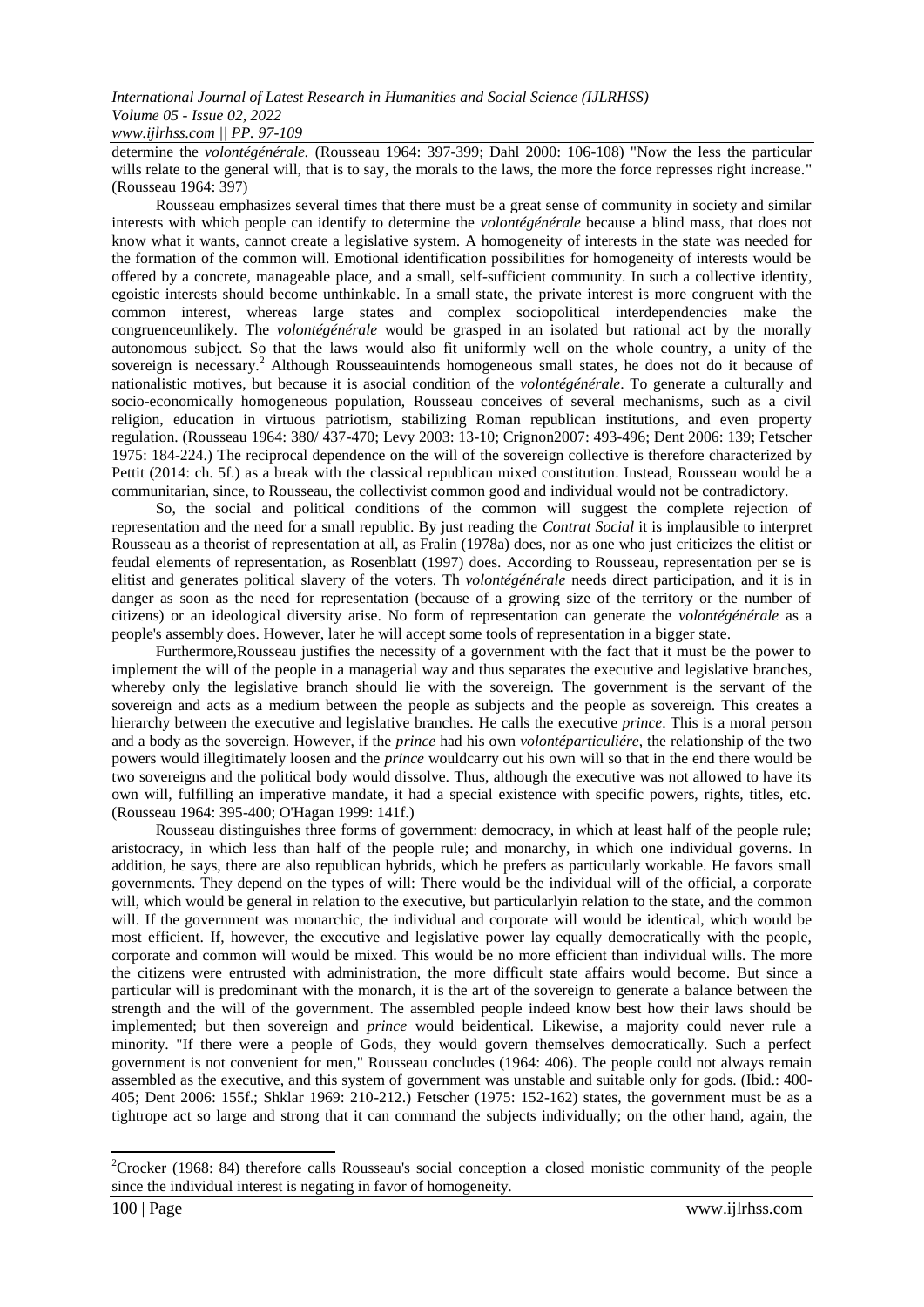determine the *volontégénérale.* (Rousseau 1964: 397-399; Dahl 2000: 106-108) "Now the less the particular wills relate to the general will, that is to say, the morals to the laws, the more the force represses right increase." (Rousseau 1964: 397)

Rousseau emphasizes several times that there must be a great sense of community in society and similar interests with which people can identify to determine the *volontégénérale* because a blind mass, that does not know what it wants, cannot create a legislative system. A homogeneity of interests in the state was needed for the formation of the common will. Emotional identification possibilities for homogeneity of interests would be offered by a concrete, manageable place, and a small, self-sufficient community. In such a collective identity, egoistic interests should become unthinkable. In a small state, the private interest is more congruent with the common interest, whereas large states and complex sociopolitical interdependencies make the congruenceunlikely. The *volontégénérale* would be grasped in an isolated but rational act by the morally autonomous subject. So that the laws would also fit uniformly well on the whole country, a unity of the sovereign is necessary.[2] Although Rousseauintends homogeneous small states, he does not do it because of nationalistic motives, but because it is asocial condition of the *volontégénérale*. To generate a culturally and socio-economically homogeneous population, Rousseau conceives of several mechanisms, such as a civil religion, education in virtuous patriotism, stabilizing Roman republican institutions, and even property regulation. (Rousseau 1964: 380/ 437-470; Levy 2003: 13-10; Crignon2007: 493-496; Dent 2006: 139; Fetscher 1975: 184-224.) The reciprocal dependence on the will of the sovereign collective is therefore characterized by Pettit (2014: ch. 5f.) as a break with the classical republican mixed constitution. Instead, Rousseau would be a communitarian, since, to Rousseau, the collectivist common good and individual would not be contradictory.

So, the social and political conditions of the common will suggest the complete rejection of representation and the need for a small republic. By just reading the *Contrat Social* it is implausible to interpret Rousseau as a theorist of representation at all, as Fralin (1978a) does, nor as one who just criticizes the elitist or feudal elements of representation, as Rosenblatt (1997) does. According to Rousseau, representation per se is elitist and generates political slavery of the voters. Th *volontégénérale* needs direct participation, and it is in danger as soon as the need for representation (because of a growing size of the territory or the number of citizens) or an ideological diversity arise. No form of representation can generate the *volontégénérale* as a people's assembly does. However, later he will accept some tools of representation in a bigger state.

Furthermore,Rousseau justifies the necessity of a government with the fact that it must be the power to implement the will of the people in a managerial way and thus separates the executive and legislative branches, whereby only the legislative branch should lie with the sovereign. The government is the servant of the sovereign and acts as a medium between the people as subjects and the people as sovereign. This creates a hierarchy between the executive and legislative branches. He calls the executive *prince*. This is a moral person and a body as the sovereign. However, if the *prince* had his own *volontéparticuliére*, the relationship of the two powers would illegitimately loosen and the *prince* wouldcarry out his own will so that in the end there would be two sovereigns and the political body would dissolve. Thus, although the executive was not allowed to have its own will, fulfilling an imperative mandate, it had a special existence with specific powers, rights, titles, etc. (Rousseau 1964: 395-400; O'Hagan 1999: 141f.)

Rousseau distinguishes three forms of government: democracy, in which at least half of the people rule; aristocracy, in which less than half of the people rule; and monarchy, in which one individual governs. In addition, he says, there are also republican hybrids, which he prefers as particularly workable. He favors small governments. They depend on the types of will: There would be the individual will of the official, a corporate will, which would be general in relation to the executive, but particularlyin relation to the state, and the common will. If the government was monarchic, the individual and corporate will would be identical, which would be most efficient. If, however, the executive and legislative power lay equally democratically with the people, corporate and common will would be mixed. This would be no more efficient than individual wills. The more the citizens were entrusted with administration, the more difficult state affairs would become. But since a particular will is predominant with the monarch, it is the art of the sovereign to generate a balance between the strength and the will of the government. The assembled people indeed know best how their laws should be implemented; but then sovereign and *prince* would beidentical. Likewise, a majority could never rule a minority. "If there were a people of Gods, they would govern themselves democratically. Such a perfect government is not convenient for men," Rousseau concludes (1964: 406). The people could not always remain assembled as the executive, and this system of government was unstable and suitable only for gods. (Ibid.: 400-405; Dent 2006: 155f.; Shklar 1969: 210-212.) Fetscher (1975: 152-162) states, the government must be as a tightrope act so large and strong that it can command the subjects individually; on the other hand, again, the

[2]Crocker (1968: 84) therefore calls Rousseau's social conception a closed monistic community of the people since the individual interest is negating in favor of homogeneity.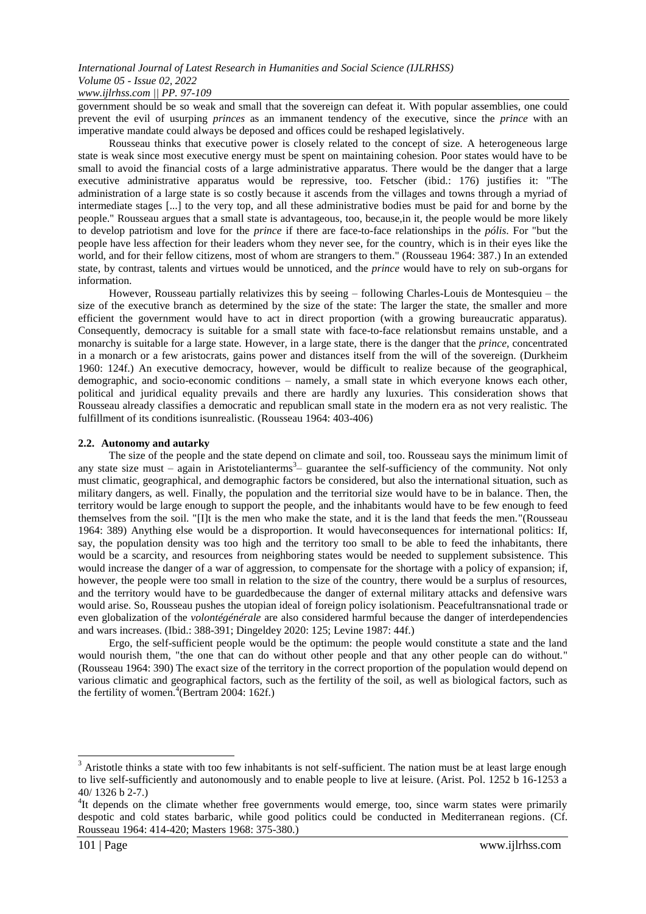government should be so weak and small that the sovereign can defeat it. With popular assemblies, one could prevent the evil of usurping *princes* as an immanent tendency of the executive, since the *prince* with an imperative mandate could always be deposed and offices could be reshaped legislatively.

Rousseau thinks that executive power is closely related to the concept of size. A heterogeneous large state is weak since most executive energy must be spent on maintaining cohesion. Poor states would have to be small to avoid the financial costs of a large administrative apparatus. There would be the danger that a large executive administrative apparatus would be repressive, too. Fetscher (ibid.: 176) justifies it: "The administration of a large state is so costly because it ascends from the villages and towns through a myriad of intermediate stages [...] to the very top, and all these administrative bodies must be paid for and borne by the people." Rousseau argues that a small state is advantageous, too, because,in it, the people would be more likely to develop patriotism and love for the *prince* if there are face-to-face relationships in the *pólis*. For "but the people have less affection for their leaders whom they never see, for the country, which is in their eyes like the world, and for their fellow citizens, most of whom are strangers to them." (Rousseau 1964: 387.) In an extended state, by contrast, talents and virtues would be unnoticed, and the *prince* would have to rely on sub-organs for information.

However, Rousseau partially relativizes this by seeing – following Charles-Louis de Montesquieu – the size of the executive branch as determined by the size of the state: The larger the state, the smaller and more efficient the government would have to act in direct proportion (with a growing bureaucratic apparatus). Consequently, democracy is suitable for a small state with face-to-face relationsbut remains unstable, and a monarchy is suitable for a large state. However, in a large state, there is the danger that the *prince*, concentrated in a monarch or a few aristocrats, gains power and distances itself from the will of the sovereign. (Durkheim 1960: 124f.) An executive democracy, however, would be difficult to realize because of the geographical, demographic, and socio-economic conditions – namely, a small state in which everyone knows each other, political and juridical equality prevails and there are hardly any luxuries. This consideration shows that Rousseau already classifies a democratic and republican small state in the modern era as not very realistic. The fulfillment of its conditions isunrealistic. (Rousseau 1964: 403-406)

### 2.2. Autonomy and autarky

The size of the people and the state depend on climate and soil, too. Rousseau says the minimum limit of any state size must – again in Aristotelianterms[3]– guarantee the self-sufficiency of the community. Not only must climatic, geographical, and demographic factors be considered, but also the international situation, such as military dangers, as well. Finally, the population and the territorial size would have to be in balance. Then, the territory would be large enough to support the people, and the inhabitants would have to be few enough to feed themselves from the soil. "[I]t is the men who make the state, and it is the land that feeds the men."(Rousseau 1964: 389) Anything else would be a disproportion. It would haveconsequences for international politics: If, say, the population density was too high and the territory too small to be able to feed the inhabitants, there would be a scarcity, and resources from neighboring states would be needed to supplement subsistence. This would increase the danger of a war of aggression, to compensate for the shortage with a policy of expansion; if, however, the people were too small in relation to the size of the country, there would be a surplus of resources, and the territory would have to be guardedbecause the danger of external military attacks and defensive wars would arise. So, Rousseau pushes the utopian ideal of foreign policy isolationism. Peacefultransnational trade or even globalization of the *volontégénérale* are also considered harmful because the danger of interdependencies and wars increases. (Ibid.: 388-391; Dingeldey 2020: 125; Levine 1987: 44f.)

Ergo, the self-sufficient people would be the optimum: the people would constitute a state and the land would nourish them, "the one that can do without other people and that any other people can do without." (Rousseau 1964: 390) The exact size of the territory in the correct proportion of the population would depend on various climatic and geographical factors, such as the fertility of the soil, as well as biological factors, such as the fertility of women.[4](Bertram 2004: 162f.)

---

[3] Aristotle thinks a state with too few inhabitants is not self-sufficient. The nation must be at least large enough to live self-sufficiently and autonomously and to enable people to live at leisure. (Arist. Pol. 1252 b 16-1253 a 40/ 1326 b 2-7.)

[4] It depends on the climate whether free governments would emerge, too, since warm states were primarily despotic and cold states barbaric, while good politics could be conducted in Mediterranean regions. (Cf. Rousseau 1964: 414-420; Masters 1968: 375-380.)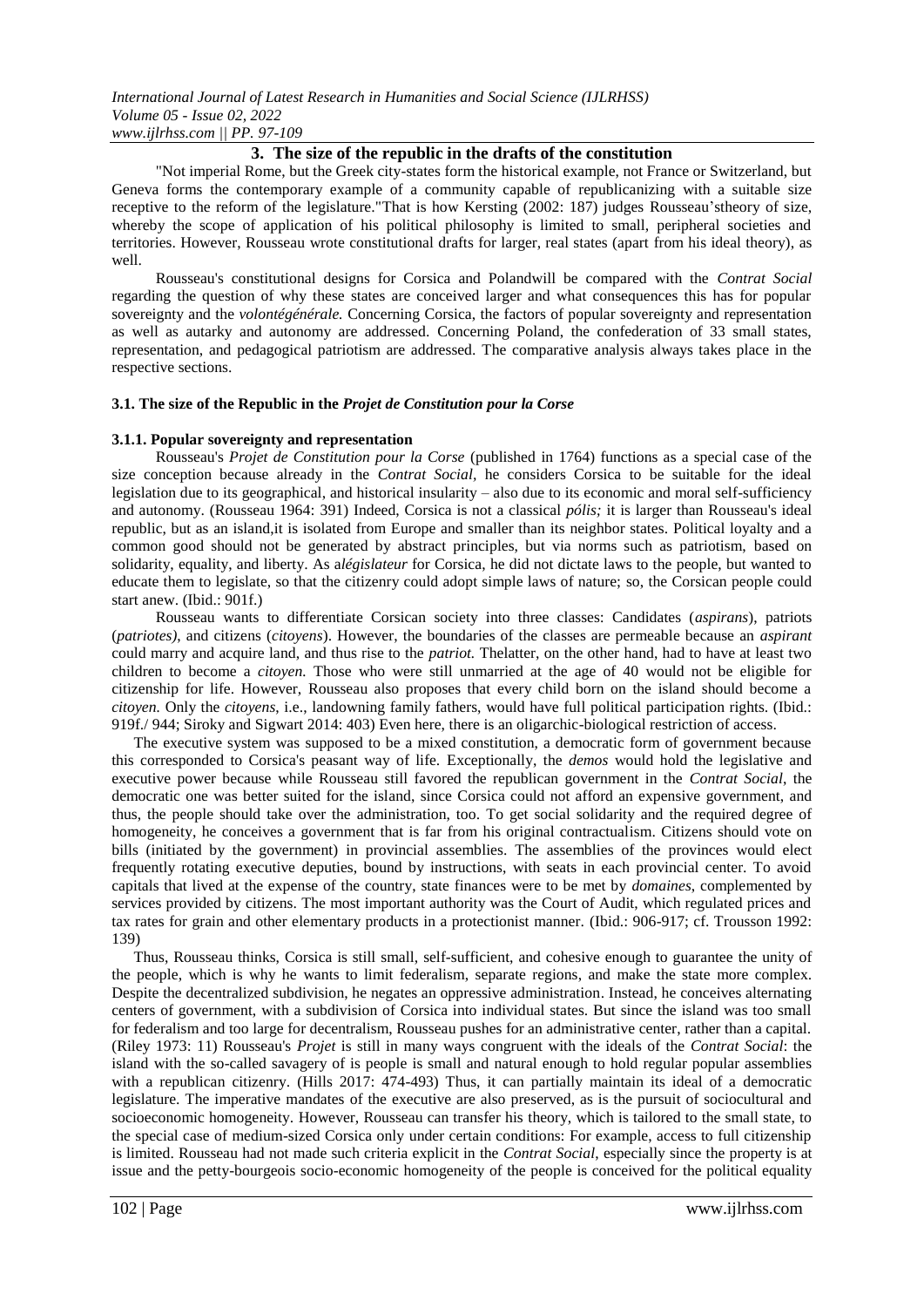## 3. The size of the republic in the drafts of the constitution

"Not imperial Rome, but the Greek city-states form the historical example, not France or Switzerland, but Geneva forms the contemporary example of a community capable of republicanizing with a suitable size receptive to the reform of the legislature."That is how Kersting (2002: 187) judges Rousseau'stheory of size, whereby the scope of application of his political philosophy is limited to small, peripheral societies and territories. However, Rousseau wrote constitutional drafts for larger, real states (apart from his ideal theory), as well.

Rousseau's constitutional designs for Corsica and Polandwill be compared with the *Contrat Social* regarding the question of why these states are conceived larger and what consequences this has for popular sovereignty and the *volontégénérale.* Concerning Corsica, the factors of popular sovereignty and representation as well as autarky and autonomy are addressed. Concerning Poland, the confederation of 33 small states, representation, and pedagogical patriotism are addressed. The comparative analysis always takes place in the respective sections.

### 3.1. The size of the Republic in the *Projet de Constitution pour la Corse*

#### 3.1.1. Popular sovereignty and representation

Rousseau's *Projet de Constitution pour la Corse* (published in 1764) functions as a special case of the size conception because already in the *Contrat Social,* he considers Corsica to be suitable for the ideal legislation due to its geographical, and historical insularity – also due to its economic and moral self-sufficiency and autonomy. (Rousseau 1964: 391) Indeed, Corsica is not a classical *pólis;* it is larger than Rousseau's ideal republic, but as an island,it is isolated from Europe and smaller than its neighbor states. Political loyalty and a common good should not be generated by abstract principles, but via norms such as patriotism, based on solidarity, equality, and liberty. As a*législateur* for Corsica, he did not dictate laws to the people, but wanted to educate them to legislate, so that the citizenry could adopt simple laws of nature; so, the Corsican people could start anew. (Ibid.: 901f.)

Rousseau wants to differentiate Corsican society into three classes: Candidates (*aspirans*), patriots (*patriotes)*, and citizens (*citoyens*). However, the boundaries of the classes are permeable because an *aspirant* could marry and acquire land, and thus rise to the *patriot.* Thelatter, on the other hand, had to have at least two children to become a *citoyen.* Those who were still unmarried at the age of 40 would not be eligible for citizenship for life. However, Rousseau also proposes that every child born on the island should become a *citoyen.* Only the *citoyens*, i.e., landowning family fathers, would have full political participation rights. (Ibid.: 919f./ 944; Siroky and Sigwart 2014: 403) Even here, there is an oligarchic-biological restriction of access.

The executive system was supposed to be a mixed constitution, a democratic form of government because this corresponded to Corsica's peasant way of life. Exceptionally, the *demos* would hold the legislative and executive power because while Rousseau still favored the republican government in the *Contrat Social*, the democratic one was better suited for the island, since Corsica could not afford an expensive government, and thus, the people should take over the administration, too. To get social solidarity and the required degree of homogeneity, he conceives a government that is far from his original contractualism. Citizens should vote on bills (initiated by the government) in provincial assemblies. The assemblies of the provinces would elect frequently rotating executive deputies, bound by instructions, with seats in each provincial center. To avoid capitals that lived at the expense of the country, state finances were to be met by *domaines*, complemented by services provided by citizens. The most important authority was the Court of Audit, which regulated prices and tax rates for grain and other elementary products in a protectionist manner. (Ibid.: 906-917; cf. Trousson 1992: 139)

Thus, Rousseau thinks, Corsica is still small, self-sufficient, and cohesive enough to guarantee the unity of the people, which is why he wants to limit federalism, separate regions, and make the state more complex. Despite the decentralized subdivision, he negates an oppressive administration. Instead, he conceives alternating centers of government, with a subdivision of Corsica into individual states. But since the island was too small for federalism and too large for decentralism, Rousseau pushes for an administrative center, rather than a capital. (Riley 1973: 11) Rousseau's *Projet* is still in many ways congruent with the ideals of the *Contrat Social*: the island with the so-called savagery of is people is small and natural enough to hold regular popular assemblies with a republican citizenry. (Hills 2017: 474-493) Thus, it can partially maintain its ideal of a democratic legislature. The imperative mandates of the executive are also preserved, as is the pursuit of sociocultural and socioeconomic homogeneity. However, Rousseau can transfer his theory, which is tailored to the small state, to the special case of medium-sized Corsica only under certain conditions: For example, access to full citizenship is limited. Rousseau had not made such criteria explicit in the *Contrat Social,* especially since the property is at issue and the petty-bourgeois socio-economic homogeneity of the people is conceived for the political equality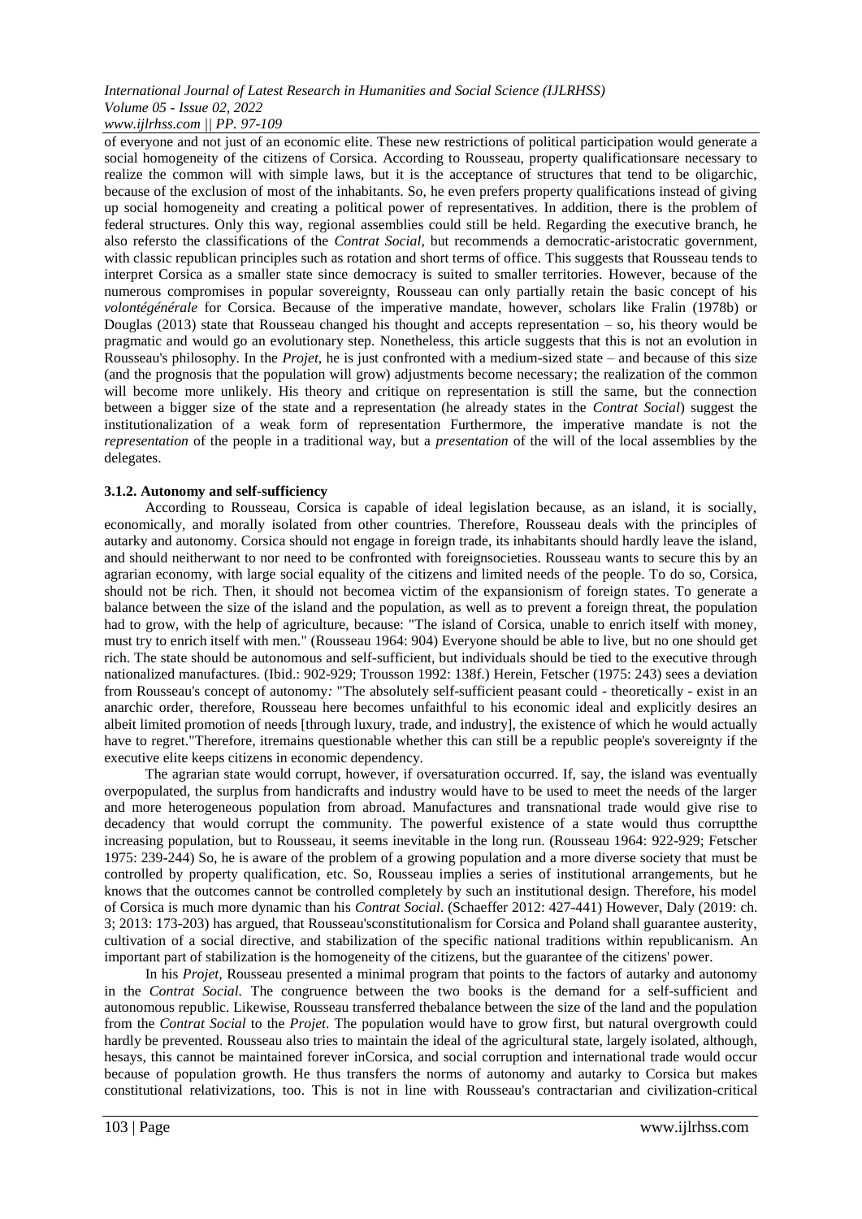of everyone and not just of an economic elite. These new restrictions of political participation would generate a social homogeneity of the citizens of Corsica. According to Rousseau, property qualificationsare necessary to realize the common will with simple laws, but it is the acceptance of structures that tend to be oligarchic, because of the exclusion of most of the inhabitants. So, he even prefers property qualifications instead of giving up social homogeneity and creating a political power of representatives. In addition, there is the problem of federal structures. Only this way, regional assemblies could still be held. Regarding the executive branch, he also refersto the classifications of the *Contrat Social*, but recommends a democratic-aristocratic government, with classic republican principles such as rotation and short terms of office. This suggests that Rousseau tends to interpret Corsica as a smaller state since democracy is suited to smaller territories. However, because of the numerous compromises in popular sovereignty, Rousseau can only partially retain the basic concept of his *volontégénérale* for Corsica. Because of the imperative mandate, however, scholars like Fralin (1978b) or Douglas (2013) state that Rousseau changed his thought and accepts representation – so, his theory would be pragmatic and would go an evolutionary step. Nonetheless, this article suggests that this is not an evolution in Rousseau's philosophy. In the *Projet*, he is just confronted with a medium-sized state – and because of this size (and the prognosis that the population will grow) adjustments become necessary; the realization of the common will become more unlikely. His theory and critique on representation is still the same, but the connection between a bigger size of the state and a representation (he already states in the *Contrat Social*) suggest the institutionalization of a weak form of representation Furthermore, the imperative mandate is not the *representation* of the people in a traditional way, but a *presentation* of the will of the local assemblies by the delegates.

### 3.1.2. Autonomy and self-sufficiency

According to Rousseau, Corsica is capable of ideal legislation because, as an island, it is socially, economically, and morally isolated from other countries. Therefore, Rousseau deals with the principles of autarky and autonomy. Corsica should not engage in foreign trade, its inhabitants should hardly leave the island, and should neitherwant to nor need to be confronted with foreignsocieties. Rousseau wants to secure this by an agrarian economy, with large social equality of the citizens and limited needs of the people. To do so, Corsica, should not be rich. Then, it should not becomea victim of the expansionism of foreign states. To generate a balance between the size of the island and the population, as well as to prevent a foreign threat, the population had to grow, with the help of agriculture, because: "The island of Corsica, unable to enrich itself with money, must try to enrich itself with men." (Rousseau 1964: 904) Everyone should be able to live, but no one should get rich. The state should be autonomous and self-sufficient, but individuals should be tied to the executive through nationalized manufactures. (Ibid.: 902-929; Trousson 1992: 138f.) Herein, Fetscher (1975: 243) sees a deviation from Rousseau's concept of autonomy*:* "The absolutely self-sufficient peasant could - theoretically - exist in an anarchic order, therefore, Rousseau here becomes unfaithful to his economic ideal and explicitly desires an albeit limited promotion of needs [through luxury, trade, and industry], the existence of which he would actually have to regret."Therefore, itremains questionable whether this can still be a republic people's sovereignty if the executive elite keeps citizens in economic dependency.

The agrarian state would corrupt, however, if oversaturation occurred. If, say, the island was eventually overpopulated, the surplus from handicrafts and industry would have to be used to meet the needs of the larger and more heterogeneous population from abroad. Manufactures and transnational trade would give rise to decadency that would corrupt the community. The powerful existence of a state would thus corruptthe increasing population, but to Rousseau, it seems inevitable in the long run. (Rousseau 1964: 922-929; Fetscher 1975: 239-244) So, he is aware of the problem of a growing population and a more diverse society that must be controlled by property qualification, etc. So, Rousseau implies a series of institutional arrangements, but he knows that the outcomes cannot be controlled completely by such an institutional design. Therefore, his model of Corsica is much more dynamic than his *Contrat Social*. (Schaeffer 2012: 427-441) However, Daly (2019: ch. 3; 2013: 173-203) has argued, that Rousseau'sconstitutionalism for Corsica and Poland shall guarantee austerity, cultivation of a social directive, and stabilization of the specific national traditions within republicanism. An important part of stabilization is the homogeneity of the citizens, but the guarantee of the citizens' power.

In his *Projet*, Rousseau presented a minimal program that points to the factors of autarky and autonomy in the *Contrat Social.* The congruence between the two books is the demand for a self-sufficient and autonomous republic. Likewise, Rousseau transferred thebalance between the size of the land and the population from the *Contrat Social* to the *Projet*. The population would have to grow first, but natural overgrowth could hardly be prevented. Rousseau also tries to maintain the ideal of the agricultural state, largely isolated, although, hesays, this cannot be maintained forever inCorsica, and social corruption and international trade would occur because of population growth. He thus transfers the norms of autonomy and autarky to Corsica but makes constitutional relativizations, too. This is not in line with Rousseau's contractarian and civilization-critical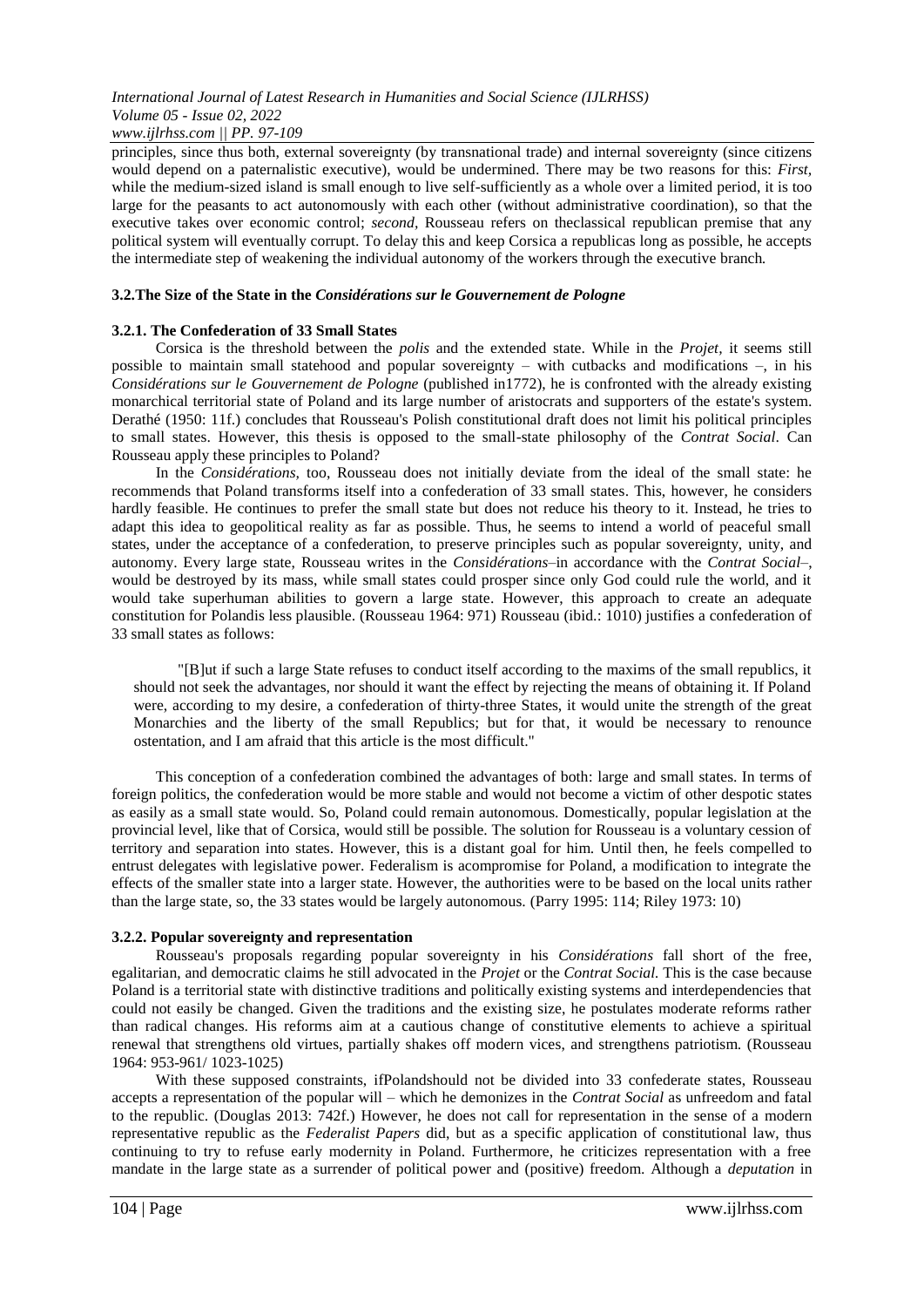principles, since thus both, external sovereignty (by transnational trade) and internal sovereignty (since citizens would depend on a paternalistic executive), would be undermined. There may be two reasons for this: *First,* while the medium-sized island is small enough to live self-sufficiently as a whole over a limited period, it is too large for the peasants to act autonomously with each other (without administrative coordination), so that the executive takes over economic control; *second,* Rousseau refers on theclassical republican premise that any political system will eventually corrupt. To delay this and keep Corsica a republicas long as possible, he accepts the intermediate step of weakening the individual autonomy of the workers through the executive branch.

### 3.2.The Size of the State in the *Considérations sur le Gouvernement de Pologne*

#### 3.2.1. The Confederation of 33 Small States

Corsica is the threshold between the *polis* and the extended state. While in the *Projet*, it seems still possible to maintain small statehood and popular sovereignty – with cutbacks and modifications –, in his *Considérations sur le Gouvernement de Pologne* (published in1772), he is confronted with the already existing monarchical territorial state of Poland and its large number of aristocrats and supporters of the estate's system. Derathé (1950: 11f.) concludes that Rousseau's Polish constitutional draft does not limit his political principles to small states. However, this thesis is opposed to the small-state philosophy of the *Contrat Social*. Can Rousseau apply these principles to Poland?

In the *Considérations*, too, Rousseau does not initially deviate from the ideal of the small state: he recommends that Poland transforms itself into a confederation of 33 small states. This, however, he considers hardly feasible. He continues to prefer the small state but does not reduce his theory to it. Instead, he tries to adapt this idea to geopolitical reality as far as possible. Thus, he seems to intend a world of peaceful small states, under the acceptance of a confederation, to preserve principles such as popular sovereignty, unity, and autonomy. Every large state, Rousseau writes in the *Considérations*–in accordance with the *Contrat Social*–, would be destroyed by its mass, while small states could prosper since only God could rule the world, and it would take superhuman abilities to govern a large state. However, this approach to create an adequate constitution for Polandis less plausible. (Rousseau 1964: 971) Rousseau (ibid.: 1010) justifies a confederation of 33 small states as follows:

> "[B]ut if such a large State refuses to conduct itself according to the maxims of the small republics, it should not seek the advantages, nor should it want the effect by rejecting the means of obtaining it. If Poland were, according to my desire, a confederation of thirty-three States, it would unite the strength of the great Monarchies and the liberty of the small Republics; but for that, it would be necessary to renounce ostentation, and I am afraid that this article is the most difficult."

This conception of a confederation combined the advantages of both: large and small states. In terms of foreign politics, the confederation would be more stable and would not become a victim of other despotic states as easily as a small state would. So, Poland could remain autonomous. Domestically, popular legislation at the provincial level, like that of Corsica, would still be possible. The solution for Rousseau is a voluntary cession of territory and separation into states. However, this is a distant goal for him. Until then, he feels compelled to entrust delegates with legislative power. Federalism is acompromise for Poland, a modification to integrate the effects of the smaller state into a larger state. However, the authorities were to be based on the local units rather than the large state, so, the 33 states would be largely autonomous. (Parry 1995: 114; Riley 1973: 10)

#### 3.2.2. Popular sovereignty and representation

Rousseau's proposals regarding popular sovereignty in his *Considérations* fall short of the free, egalitarian, and democratic claims he still advocated in the *Projet* or the *Contrat Social.* This is the case because Poland is a territorial state with distinctive traditions and politically existing systems and interdependencies that could not easily be changed. Given the traditions and the existing size, he postulates moderate reforms rather than radical changes. His reforms aim at a cautious change of constitutive elements to achieve a spiritual renewal that strengthens old virtues, partially shakes off modern vices, and strengthens patriotism. (Rousseau 1964: 953-961/ 1023-1025)

With these supposed constraints, ifPolandshould not be divided into 33 confederate states, Rousseau accepts a representation of the popular will – which he demonizes in the *Contrat Social* as unfreedom and fatal to the republic. (Douglas 2013: 742f.) However, he does not call for representation in the sense of a modern representative republic as the *Federalist Papers* did, but as a specific application of constitutional law, thus continuing to try to refuse early modernity in Poland. Furthermore, he criticizes representation with a free mandate in the large state as a surrender of political power and (positive) freedom. Although a *deputation* in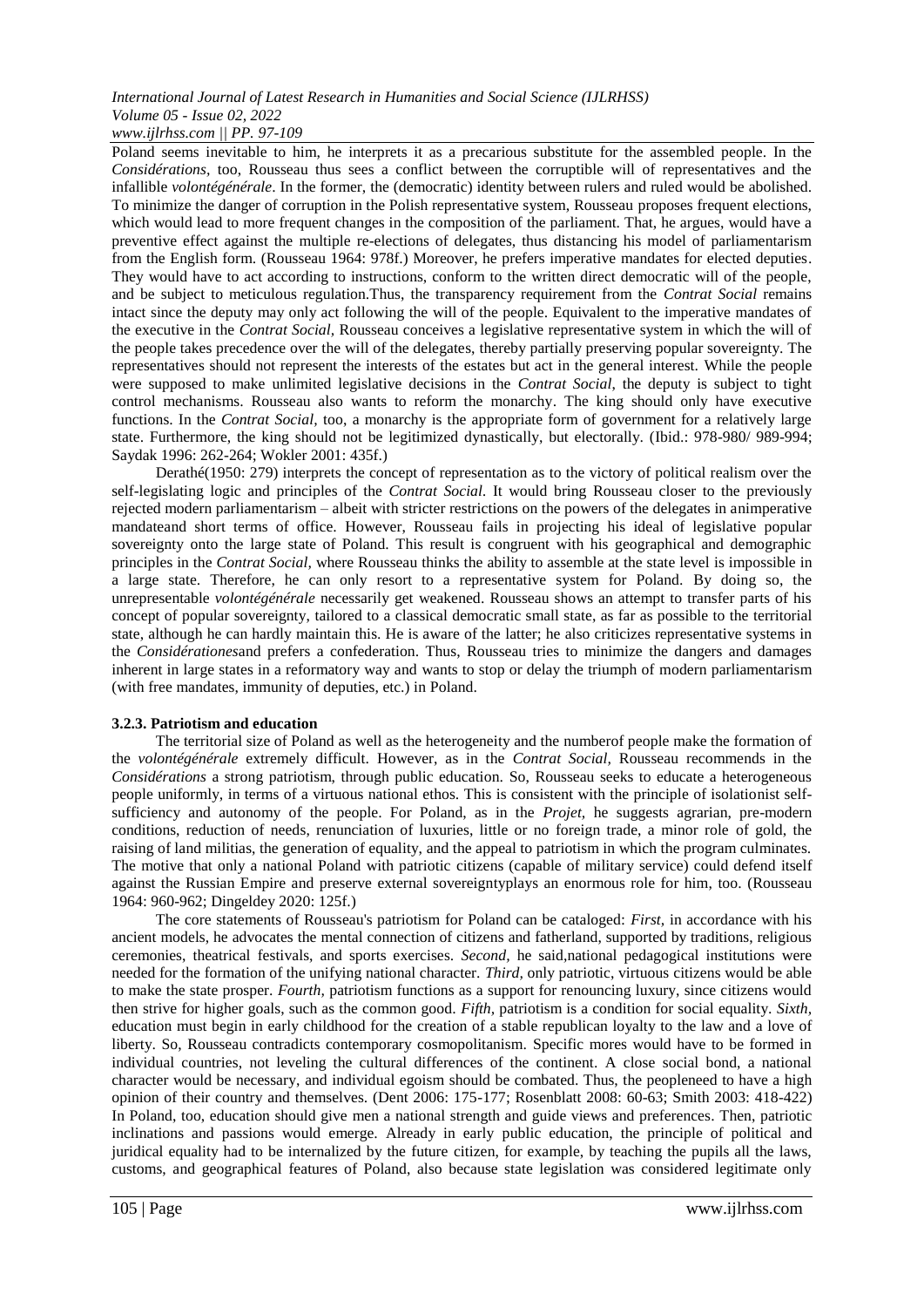Poland seems inevitable to him, he interprets it as a precarious substitute for the assembled people. In the *Considérations*, too, Rousseau thus sees a conflict between the corruptible will of representatives and the infallible *volontégénérale*. In the former, the (democratic) identity between rulers and ruled would be abolished. To minimize the danger of corruption in the Polish representative system, Rousseau proposes frequent elections, which would lead to more frequent changes in the composition of the parliament. That, he argues, would have a preventive effect against the multiple re-elections of delegates, thus distancing his model of parliamentarism from the English form. (Rousseau 1964: 978f.) Moreover, he prefers imperative mandates for elected deputies. They would have to act according to instructions, conform to the written direct democratic will of the people, and be subject to meticulous regulation.Thus, the transparency requirement from the *Contrat Social* remains intact since the deputy may only act following the will of the people. Equivalent to the imperative mandates of the executive in the *Contrat Social*, Rousseau conceives a legislative representative system in which the will of the people takes precedence over the will of the delegates, thereby partially preserving popular sovereignty. The representatives should not represent the interests of the estates but act in the general interest. While the people were supposed to make unlimited legislative decisions in the *Contrat Social*, the deputy is subject to tight control mechanisms. Rousseau also wants to reform the monarchy. The king should only have executive functions. In the *Contrat Social*, too, a monarchy is the appropriate form of government for a relatively large state. Furthermore, the king should not be legitimized dynastically, but electorally. (Ibid.: 978-980/ 989-994; Saydak 1996: 262-264; Wokler 2001: 435f.)

Derathé(1950: 279) interprets the concept of representation as to the victory of political realism over the self-legislating logic and principles of the *Contrat Social*. It would bring Rousseau closer to the previously rejected modern parliamentarism – albeit with stricter restrictions on the powers of the delegates in animperative mandateand short terms of office. However, Rousseau fails in projecting his ideal of legislative popular sovereignty onto the large state of Poland. This result is congruent with his geographical and demographic principles in the *Contrat Social*, where Rousseau thinks the ability to assemble at the state level is impossible in a large state. Therefore, he can only resort to a representative system for Poland. By doing so, the unrepresentable *volontégénérale* necessarily get weakened. Rousseau shows an attempt to transfer parts of his concept of popular sovereignty, tailored to a classical democratic small state, as far as possible to the territorial state, although he can hardly maintain this. He is aware of the latter; he also criticizes representative systems in the *Considérationes*and prefers a confederation. Thus, Rousseau tries to minimize the dangers and damages inherent in large states in a reformatory way and wants to stop or delay the triumph of modern parliamentarism (with free mandates, immunity of deputies, etc.) in Poland.

#### 3.2.3. Patriotism and education

The territorial size of Poland as well as the heterogeneity and the numberof people make the formation of the *volontégénérale* extremely difficult. However, as in the *Contrat Social*, Rousseau recommends in the *Considérations* a strong patriotism, through public education. So, Rousseau seeks to educate a heterogeneous people uniformly, in terms of a virtuous national ethos. This is consistent with the principle of isolationist self-sufficiency and autonomy of the people. For Poland, as in the *Projet*, he suggests agrarian, pre-modern conditions, reduction of needs, renunciation of luxuries, little or no foreign trade, a minor role of gold, the raising of land militias, the generation of equality, and the appeal to patriotism in which the program culminates. The motive that only a national Poland with patriotic citizens (capable of military service) could defend itself against the Russian Empire and preserve external sovereigntyplays an enormous role for him, too. (Rousseau 1964: 960-962; Dingeldey 2020: 125f.)

The core statements of Rousseau's patriotism for Poland can be cataloged: *First*, in accordance with his ancient models, he advocates the mental connection of citizens and fatherland, supported by traditions, religious ceremonies, theatrical festivals, and sports exercises. *Second*, he said,national pedagogical institutions were needed for the formation of the unifying national character. *Third*, only patriotic, virtuous citizens would be able to make the state prosper. *Fourth*, patriotism functions as a support for renouncing luxury, since citizens would then strive for higher goals, such as the common good. *Fifth*, patriotism is a condition for social equality. *Sixth*, education must begin in early childhood for the creation of a stable republican loyalty to the law and a love of liberty. So, Rousseau contradicts contemporary cosmopolitanism. Specific mores would have to be formed in individual countries, not leveling the cultural differences of the continent. A close social bond, a national character would be necessary, and individual egoism should be combated. Thus, the peopleneed to have a high opinion of their country and themselves. (Dent 2006: 175-177; Rosenblatt 2008: 60-63; Smith 2003: 418-422) In Poland, too, education should give men a national strength and guide views and preferences. Then, patriotic inclinations and passions would emerge. Already in early public education, the principle of political and juridical equality had to be internalized by the future citizen, for example, by teaching the pupils all the laws, customs, and geographical features of Poland, also because state legislation was considered legitimate only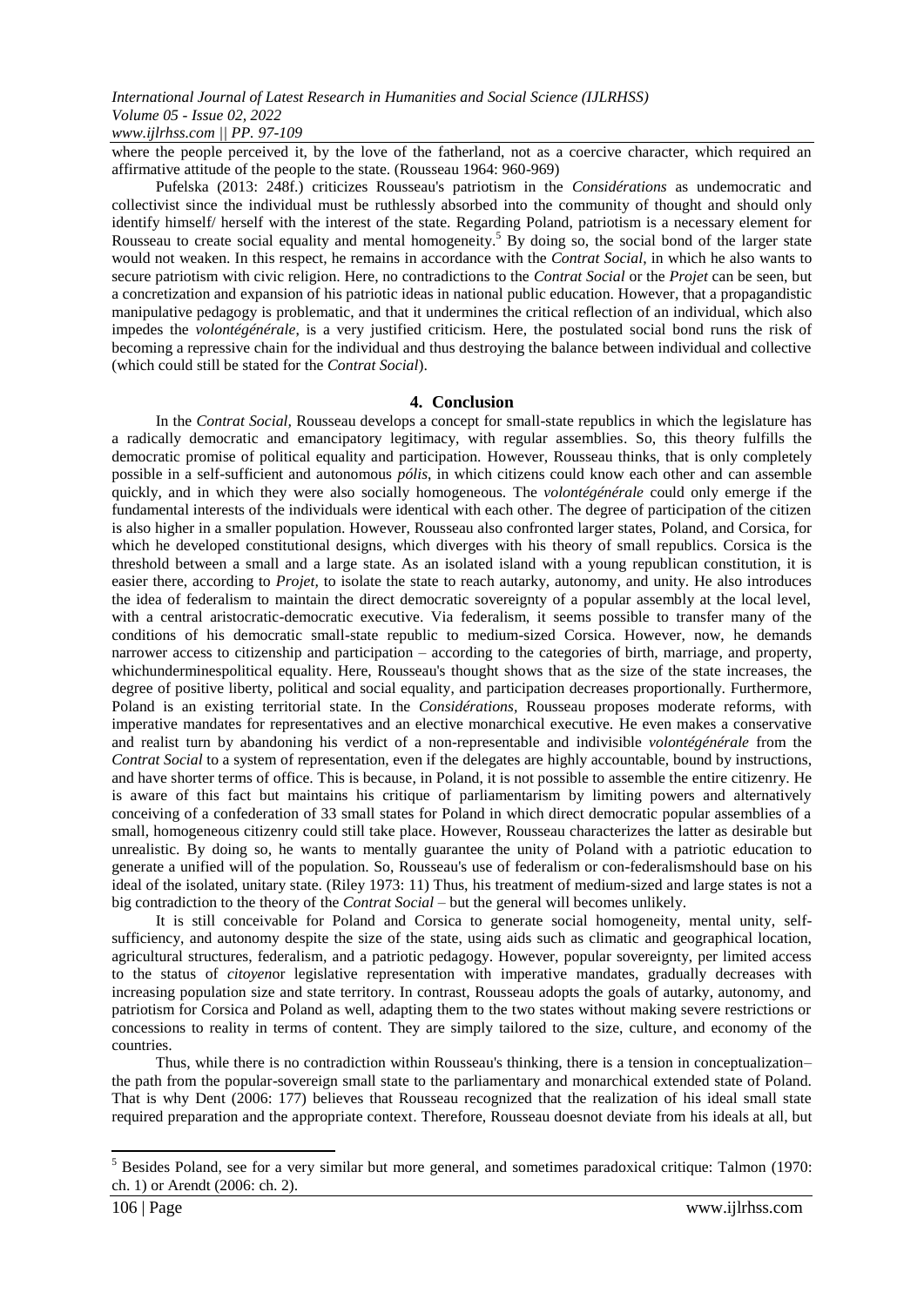where the people perceived it, by the love of the fatherland, not as a coercive character, which required an affirmative attitude of the people to the state. (Rousseau 1964: 960-969)

Pufelska (2013: 248f.) criticizes Rousseau's patriotism in the *Considérations* as undemocratic and collectivist since the individual must be ruthlessly absorbed into the community of thought and should only identify himself/ herself with the interest of the state. Regarding Poland, patriotism is a necessary element for Rousseau to create social equality and mental homogeneity.[5] By doing so, the social bond of the larger state would not weaken. In this respect, he remains in accordance with the *Contrat Social*, in which he also wants to secure patriotism with civic religion. Here, no contradictions to the *Contrat Social* or the *Projet* can be seen, but a concretization and expansion of his patriotic ideas in national public education. However, that a propagandistic manipulative pedagogy is problematic, and that it undermines the critical reflection of an individual, which also impedes the *volontégénérale*, is a very justified criticism. Here, the postulated social bond runs the risk of becoming a repressive chain for the individual and thus destroying the balance between individual and collective (which could still be stated for the *Contrat Social*).

## 4. Conclusion

In the *Contrat Social*, Rousseau develops a concept for small-state republics in which the legislature has a radically democratic and emancipatory legitimacy, with regular assemblies. So, this theory fulfills the democratic promise of political equality and participation. However, Rousseau thinks, that is only completely possible in a self-sufficient and autonomous *pólis*, in which citizens could know each other and can assemble quickly, and in which they were also socially homogeneous. The *volontégénérale* could only emerge if the fundamental interests of the individuals were identical with each other. The degree of participation of the citizen is also higher in a smaller population. However, Rousseau also confronted larger states, Poland, and Corsica, for which he developed constitutional designs, which diverges with his theory of small republics. Corsica is the threshold between a small and a large state. As an isolated island with a young republican constitution, it is easier there, according to *Projet*, to isolate the state to reach autarky, autonomy, and unity. He also introduces the idea of federalism to maintain the direct democratic sovereignty of a popular assembly at the local level, with a central aristocratic-democratic executive. Via federalism, it seems possible to transfer many of the conditions of his democratic small-state republic to medium-sized Corsica. However, now, he demands narrower access to citizenship and participation – according to the categories of birth, marriage, and property, whichunderminespolitical equality. Here, Rousseau's thought shows that as the size of the state increases, the degree of positive liberty, political and social equality, and participation decreases proportionally. Furthermore, Poland is an existing territorial state. In the *Considérations*, Rousseau proposes moderate reforms, with imperative mandates for representatives and an elective monarchical executive. He even makes a conservative and realist turn by abandoning his verdict of a non-representable and indivisible *volontégénérale* from the *Contrat Social* to a system of representation, even if the delegates are highly accountable, bound by instructions, and have shorter terms of office. This is because, in Poland, it is not possible to assemble the entire citizenry. He is aware of this fact but maintains his critique of parliamentarism by limiting powers and alternatively conceiving of a confederation of 33 small states for Poland in which direct democratic popular assemblies of a small, homogeneous citizenry could still take place. However, Rousseau characterizes the latter as desirable but unrealistic. By doing so, he wants to mentally guarantee the unity of Poland with a patriotic education to generate a unified will of the population. So, Rousseau's use of federalism or con-federalismshould base on his ideal of the isolated, unitary state. (Riley 1973: 11) Thus, his treatment of medium-sized and large states is not a big contradiction to the theory of the *Contrat Social* – but the general will becomes unlikely.

It is still conceivable for Poland and Corsica to generate social homogeneity, mental unity, self-sufficiency, and autonomy despite the size of the state, using aids such as climatic and geographical location, agricultural structures, federalism, and a patriotic pedagogy. However, popular sovereignty, per limited access to the status of *citoyen*or legislative representation with imperative mandates, gradually decreases with increasing population size and state territory. In contrast, Rousseau adopts the goals of autarky, autonomy, and patriotism for Corsica and Poland as well, adapting them to the two states without making severe restrictions or concessions to reality in terms of content. They are simply tailored to the size, culture, and economy of the countries.

Thus, while there is no contradiction within Rousseau's thinking, there is a tension in conceptualization– the path from the popular-sovereign small state to the parliamentary and monarchical extended state of Poland. That is why Dent (2006: 177) believes that Rousseau recognized that the realization of his ideal small state required preparation and the appropriate context. Therefore, Rousseau doesnot deviate from his ideals at all, but

---

[5] Besides Poland, see for a very similar but more general, and sometimes paradoxical critique: Talmon (1970: ch. 1) or Arendt (2006: ch. 2).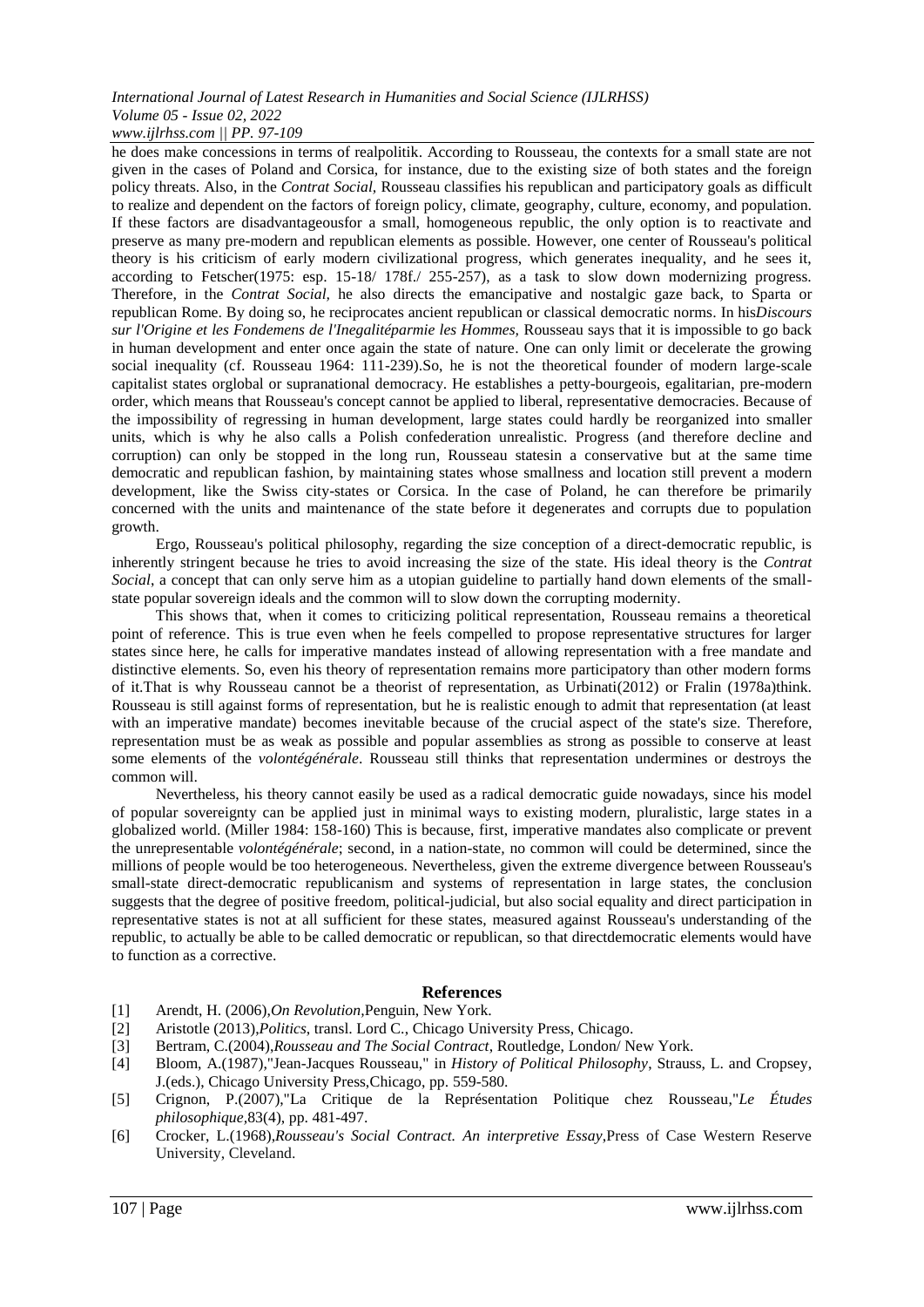he does make concessions in terms of realpolitik. According to Rousseau, the contexts for a small state are not given in the cases of Poland and Corsica, for instance, due to the existing size of both states and the foreign policy threats. Also, in the *Contrat Social,* Rousseau classifies his republican and participatory goals as difficult to realize and dependent on the factors of foreign policy, climate, geography, culture, economy, and population. If these factors are disadvantageousfor a small, homogeneous republic, the only option is to reactivate and preserve as many pre-modern and republican elements as possible. However, one center of Rousseau's political theory is his criticism of early modern civilizational progress, which generates inequality, and he sees it, according to Fetscher(1975: esp. 15-18/ 178f./ 255-257), as a task to slow down modernizing progress. Therefore, in the *Contrat Social,* he also directs the emancipative and nostalgic gaze back, to Sparta or republican Rome. By doing so, he reciprocates ancient republican or classical democratic norms. In his*Discours sur l'Origine et les Fondemens de l'Inegalitéparmie les Hommes,* Rousseau says that it is impossible to go back in human development and enter once again the state of nature. One can only limit or decelerate the growing social inequality (cf. Rousseau 1964: 111-239).So, he is not the theoretical founder of modern large-scale capitalist states orglobal or supranational democracy. He establishes a petty-bourgeois, egalitarian, pre-modern order, which means that Rousseau's concept cannot be applied to liberal, representative democracies. Because of the impossibility of regressing in human development, large states could hardly be reorganized into smaller units, which is why he also calls a Polish confederation unrealistic. Progress (and therefore decline and corruption) can only be stopped in the long run, Rousseau statesin a conservative but at the same time democratic and republican fashion, by maintaining states whose smallness and location still prevent a modern development, like the Swiss city-states or Corsica. In the case of Poland, he can therefore be primarily concerned with the units and maintenance of the state before it degenerates and corrupts due to population growth.

Ergo, Rousseau's political philosophy, regarding the size conception of a direct-democratic republic, is inherently stringent because he tries to avoid increasing the size of the state. His ideal theory is the *Contrat Social*, a concept that can only serve him as a utopian guideline to partially hand down elements of the small-state popular sovereign ideals and the common will to slow down the corrupting modernity.

This shows that, when it comes to criticizing political representation, Rousseau remains a theoretical point of reference. This is true even when he feels compelled to propose representative structures for larger states since here, he calls for imperative mandates instead of allowing representation with a free mandate and distinctive elements. So, even his theory of representation remains more participatory than other modern forms of it.That is why Rousseau cannot be a theorist of representation, as Urbinati(2012) or Fralin (1978a)think. Rousseau is still against forms of representation, but he is realistic enough to admit that representation (at least with an imperative mandate) becomes inevitable because of the crucial aspect of the state's size. Therefore, representation must be as weak as possible and popular assemblies as strong as possible to conserve at least some elements of the *volontégénérale*. Rousseau still thinks that representation undermines or destroys the common will.

Nevertheless, his theory cannot easily be used as a radical democratic guide nowadays, since his model of popular sovereignty can be applied just in minimal ways to existing modern, pluralistic, large states in a globalized world. (Miller 1984: 158-160) This is because, first, imperative mandates also complicate or prevent the unrepresentable *volontégénérale*; second, in a nation-state, no common will could be determined, since the millions of people would be too heterogeneous. Nevertheless, given the extreme divergence between Rousseau's small-state direct-democratic republicanism and systems of representation in large states, the conclusion suggests that the degree of positive freedom, political-judicial, but also social equality and direct participation in representative states is not at all sufficient for these states, measured against Rousseau's understanding of the republic, to actually be able to be called democratic or republican, so that directdemocratic elements would have to function as a corrective.

## References

[1] Arendt, H. (2006),*On Revolution*,Penguin, New York.

[2] Aristotle (2013),*Politics*, transl. Lord C., Chicago University Press, Chicago.

[3] Bertram, C.(2004),*Rousseau and The Social Contract*, Routledge, London/ New York.

[4] Bloom, A.(1987),"Jean-Jacques Rousseau," in *History of Political Philosophy*, Strauss, L. and Cropsey, J.(eds.), Chicago University Press,Chicago, pp. 559-580.

[5] Crignon, P.(2007),"La Critique de la Représentation Politique chez Rousseau,"*Le Études philosophique*,83(4), pp. 481-497.

[6] Crocker, L.(1968),*Rousseau's Social Contract. An interpretive Essay*,Press of Case Western Reserve University, Cleveland.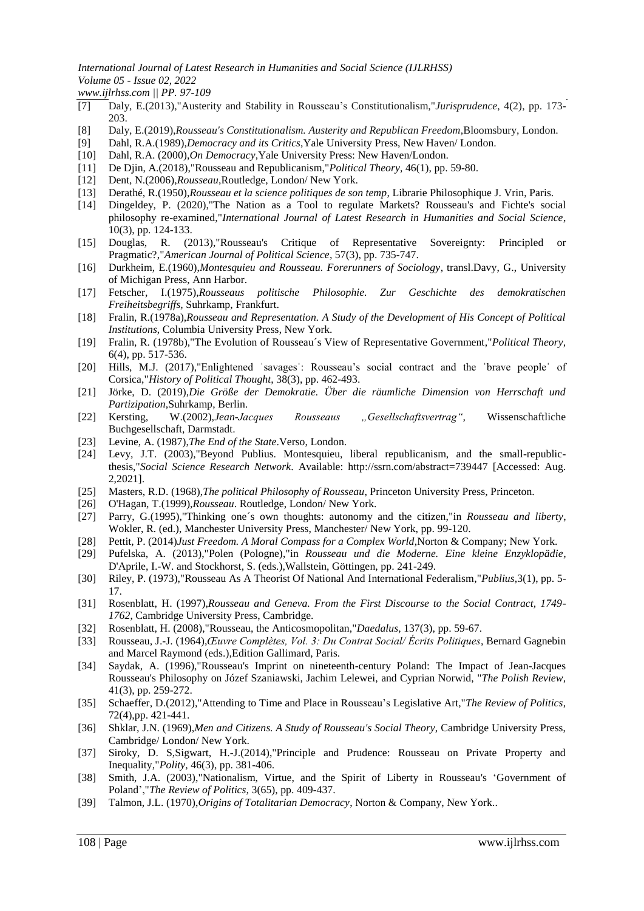[7] Daly, E.(2013),"Austerity and Stability in Rousseau's Constitutionalism,"*Jurisprudence*, 4(2), pp. 173-203.

[8] Daly, E.(2019),*Rousseau's Constitutionalism. Austerity and Republican Freedom*,Bloomsbury, London.

[9] Dahl, R.A.(1989),*Democracy and its Critics*,Yale University Press, New Haven/ London.

[10] Dahl, R.A. (2000),*On Democracy*,Yale University Press: New Haven/London.

[11] De Djin, A.(2018),"Rousseau and Republicanism,"*Political Theory*, 46(1), pp. 59-80.

[12] Dent, N.(2006),*Rousseau*,Routledge, London/ New York.

[13] Derathé, R.(1950),*Rousseau et la science politiques de son temp*, Librarie Philosophique J. Vrin, Paris.

[14] Dingeldey, P. (2020),"The Nation as a Tool to regulate Markets? Rousseau's and Fichte's social philosophy re-examined,"*International Journal of Latest Research in Humanities and Social Science*, 10(3), pp. 124-133.

[15] Douglas, R. (2013),"Rousseau's Critique of Representative Sovereignty: Principled or Pragmatic?,"*American Journal of Political Science*, 57(3), pp. 735-747.

[16] Durkheim, E.(1960),*Montesquieu and Rousseau. Forerunners of Sociology*, transl.Davy, G., University of Michigan Press, Ann Harbor.

[17] Fetscher, I.(1975),*Rousseaus politische Philosophie. Zur Geschichte des demokratischen Freiheitsbegriffs*, Suhrkamp, Frankfurt.

[18] Fralin, R.(1978a),*Rousseau and Representation. A Study of the Development of His Concept of Political Institutions*, Columbia University Press, New York.

[19] Fralin, R. (1978b),"The Evolution of Rousseau´s View of Representative Government,"*Political Theory*, 6(4), pp. 517-536.

[20] Hills, M.J. (2017),"Enlightened ˈsavagesˈ: Rousseau's social contract and the ˈbrave peopleˈ of Corsica,"*History of Political Thought*, 38(3), pp. 462-493.

[21] Jörke, D. (2019),*Die Größe der Demokratie. Über die räumliche Dimension von Herrschaft und Partizipation*,Suhrkamp, Berlin.

[22] Kersting, W.(2002),*Jean-Jacques Rousseaus „Gesellschaftsvertrag"*, Wissenschaftliche Buchgesellschaft, Darmstadt.

[23] Levine, A. (1987),*The End of the State*.Verso, London.

[24] Levy, J.T. (2003),"Beyond Publius. Montesquieu, liberal republicanism, and the small-republic-thesis,"*Social Science Research Network*. Available: http://ssrn.com/abstract=739447 [Accessed: Aug. 2,2021].

[25] Masters, R.D. (1968),*The political Philosophy of Rousseau*, Princeton University Press, Princeton.

[26] O'Hagan, T.(1999),*Rousseau*. Routledge, London/ New York.

[27] Parry, G.(1995),"Thinking one´s own thoughts: autonomy and the citizen,"in *Rousseau and liberty*, Wokler, R. (ed.), Manchester University Press, Manchester/ New York, pp. 99-120.

[28] Pettit, P. (2014)*Just Freedom. A Moral Compass for a Complex World*,Norton & Company; New York.

[29] Pufelska, A. (2013),"Polen (Pologne),"in *Rousseau und die Moderne. Eine kleine Enzyklopädie*, D'Aprile, I.-W. and Stockhorst, S. (eds.),Wallstein, Göttingen, pp. 241-249.

[30] Riley, P. (1973),"Rousseau As A Theorist Of National And International Federalism,"*Publius*,3(1), pp. 5-17.

[31] Rosenblatt, H. (1997),*Rousseau and Geneva. From the First Discourse to the Social Contract, 1749-1762*, Cambridge University Press, Cambridge.

[32] Rosenblatt, H. (2008),"Rousseau, the Anticosmopolitan,"*Daedalus*, 137(3), pp. 59-67.

[33] Rousseau, J.-J. (1964),*Œuvre Complètes, Vol. 3: Du Contrat Social/ Écrits Politiques*, Bernard Gagnebin and Marcel Raymond (eds.),Edition Gallimard, Paris.

[34] Saydak, A. (1996),"Rousseau's Imprint on nineteenth-century Poland: The Impact of Jean-Jacques Rousseau's Philosophy on Józef Szaniawski, Jachim Lelewei, and Cyprian Norwid, "*The Polish Review*, 41(3), pp. 259-272.

[35] Schaeffer, D.(2012),"Attending to Time and Place in Rousseau's Legislative Art,"*The Review of Politics*, 72(4),pp. 421-441.

[36] Shklar, J.N. (1969),*Men and Citizens. A Study of Rousseau's Social Theory*, Cambridge University Press, Cambridge/ London/ New York.

[37] Siroky, D. S,Sigwart, H.-J.(2014),"Principle and Prudence: Rousseau on Private Property and Inequality,"*Polity*, 46(3), pp. 381-406.

[38] Smith, J.A. (2003),"Nationalism, Virtue, and the Spirit of Liberty in Rousseau's 'Government of Poland',"*The Review of Politics*, 3(65), pp. 409-437.

[39] Talmon, J.L. (1970),*Origins of Totalitarian Democracy*, Norton & Company, New York..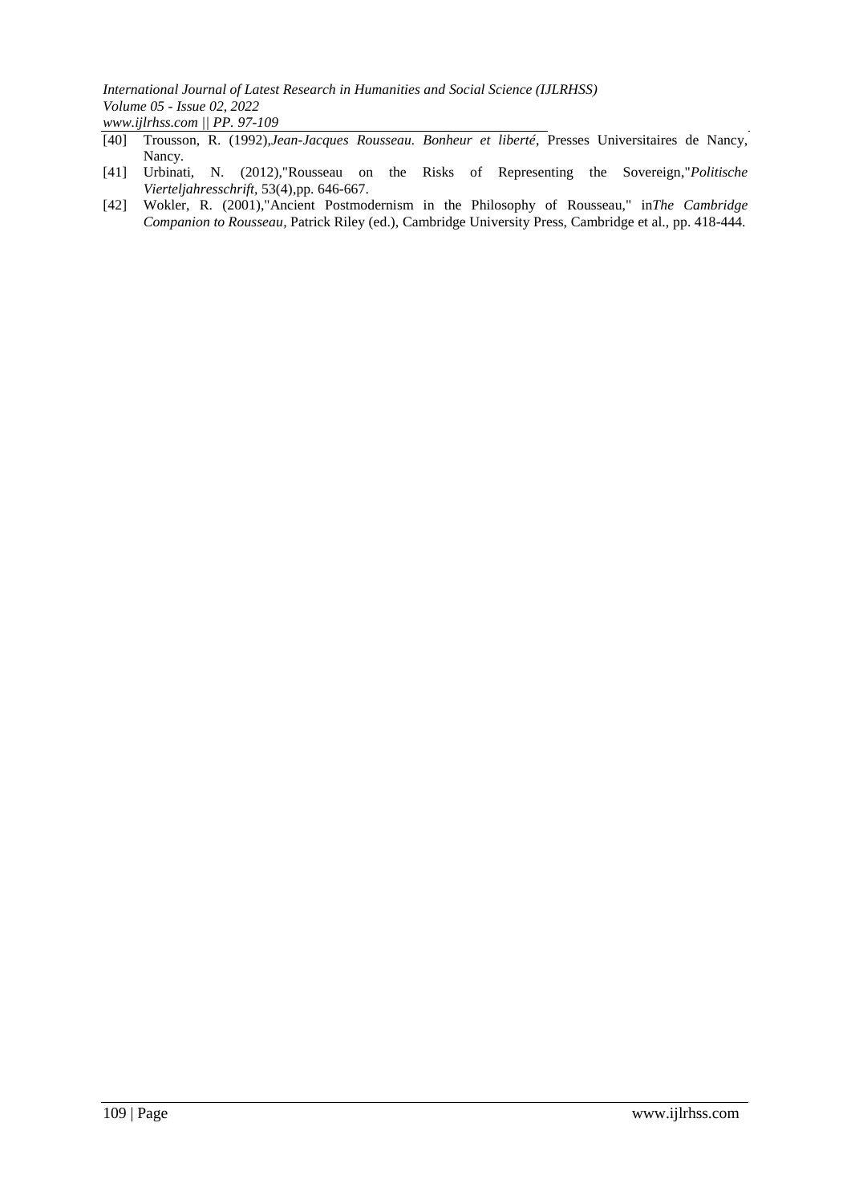[40] Trousson, R. (1992),*Jean-Jacques Rousseau. Bonheur et liberté*, Presses Universitaires de Nancy, Nancy.

[41] Urbinati, N. (2012),"Rousseau on the Risks of Representing the Sovereign,"*Politische Vierteljahresschrift*, 53(4),pp. 646-667.

[42] Wokler, R. (2001),"Ancient Postmodernism in the Philosophy of Rousseau," in*The Cambridge Companion to Rousseau*, Patrick Riley (ed.), Cambridge University Press, Cambridge et al., pp. 418-444.